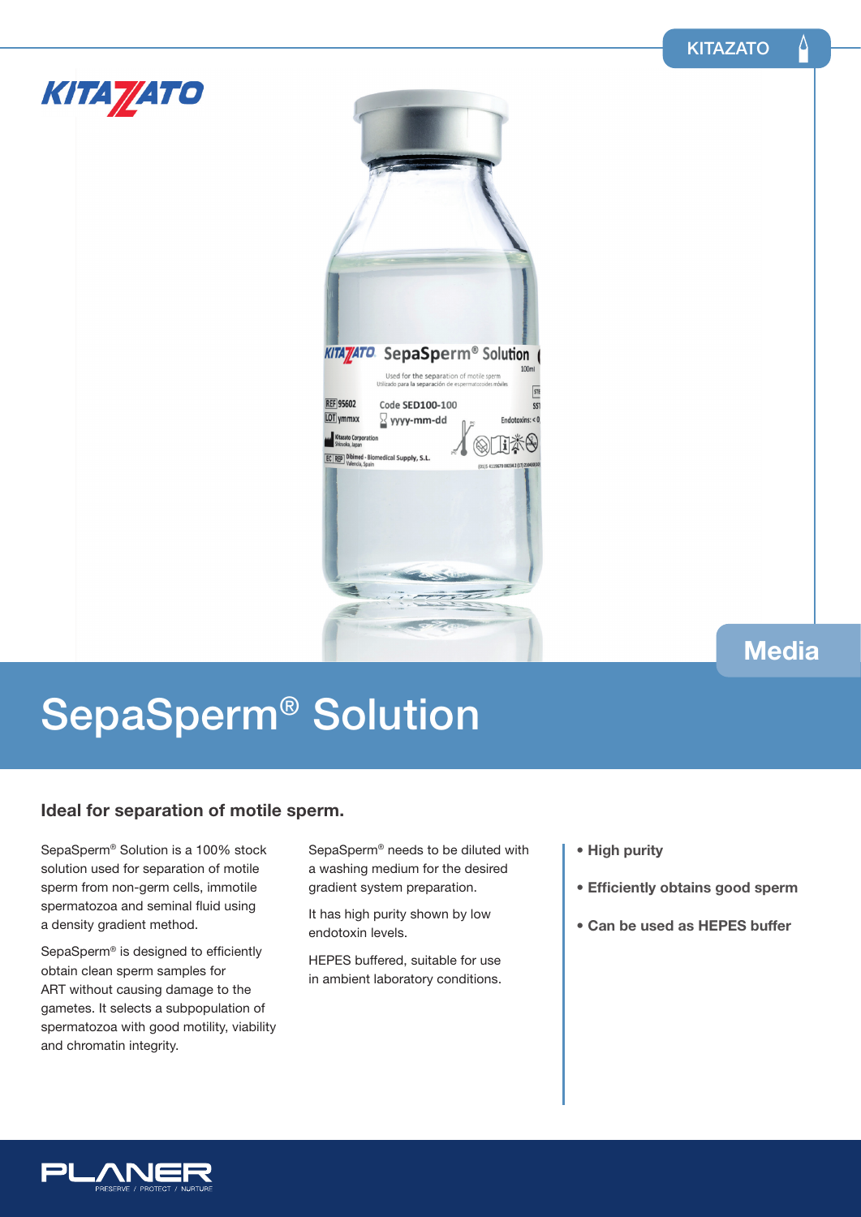KITAZATO

# SepaSperm® Solution

Media

## Ideal for separation of motile sperm.

SepaSperm® Solution is a 100% stock solution used for separation of motile sperm from non-germ cells, immotile spermatozoa and seminal fluid using a density gradient method.

SepaSperm® is designed to efficiently obtain clean sperm samples for ART without causing damage to the gametes. It selects a subpopulation of spermatozoa with good motility, viability and chromatin integrity.

SepaSperm® needs to be diluted with a washing medium for the desired gradient system preparation.

It has high purity shown by low endotoxin levels.

HEPES buffered, suitable for use in ambient laboratory conditions.

- **High purity**
- **Efficiently obtains good sperm**
- **Can be used as HEPES buffer**

PLANER
PRESERVE / PROTECT / NURTURE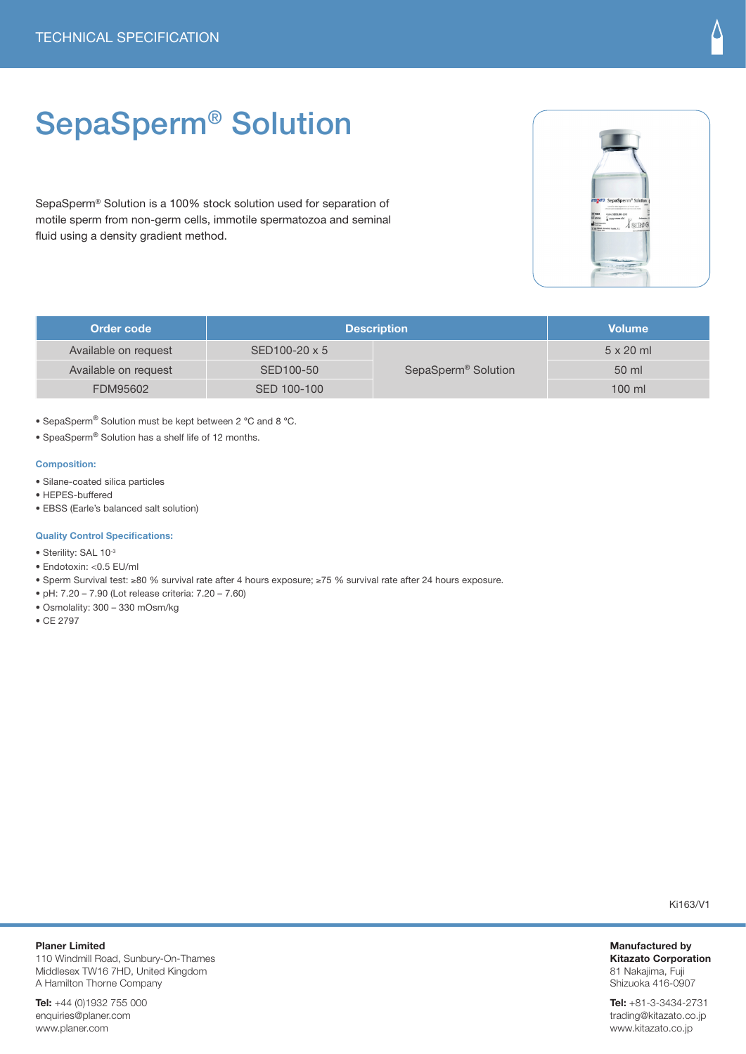TECHNICAL SPECIFICATION

# SepaSperm® Solution

SepaSperm® Solution is a 100% stock solution used for separation of motile sperm from non-germ cells, immotile spermatozoa and seminal fluid using a density gradient method.

| Order code | Description | | Volume |
|---|---|---|---|
| Available on request | SED100-20 x 5 | SepaSperm® Solution | 5 x 20 ml |
| Available on request | SED100-50 | | 50 ml |
| FDM95602 | SED 100-100 | | 100 ml |

- SepaSperm® Solution must be kept between 2 °C and 8 °C.
- SpeaSperm® Solution has a shelf life of 12 months.

**Composition:**

- Silane-coated silica particles
- HEPES-buffered
- EBSS (Earle's balanced salt solution)

**Quality Control Specifications:**

- Sterility: SAL $10^{-3}$
- Endotoxin: <0.5 EU/ml
- Sperm Survival test: ≥80 % survival rate after 4 hours exposure; ≥75 % survival rate after 24 hours exposure.
- pH: 7.20 – 7.90 (Lot release criteria: 7.20 – 7.60)
- Osmolality: 300 – 330 mOsm/kg
- CE 2797

Ki163/V1

**Planer Limited**
110 Windmill Road, Sunbury-On-Thames
Middlesex TW16 7HD, United Kingdom
A Hamilton Thorne Company

**Tel:** +44 (0)1932 755 000
enquiries@planer.com
www.planer.com

**Manufactured by**
**Kitazato Corporation**
81 Nakajima, Fuji
Shizuoka 416-0907

**Tel:** +81-3-3434-2731
trading@kitazato.co.jp
www.kitazato.co.jp